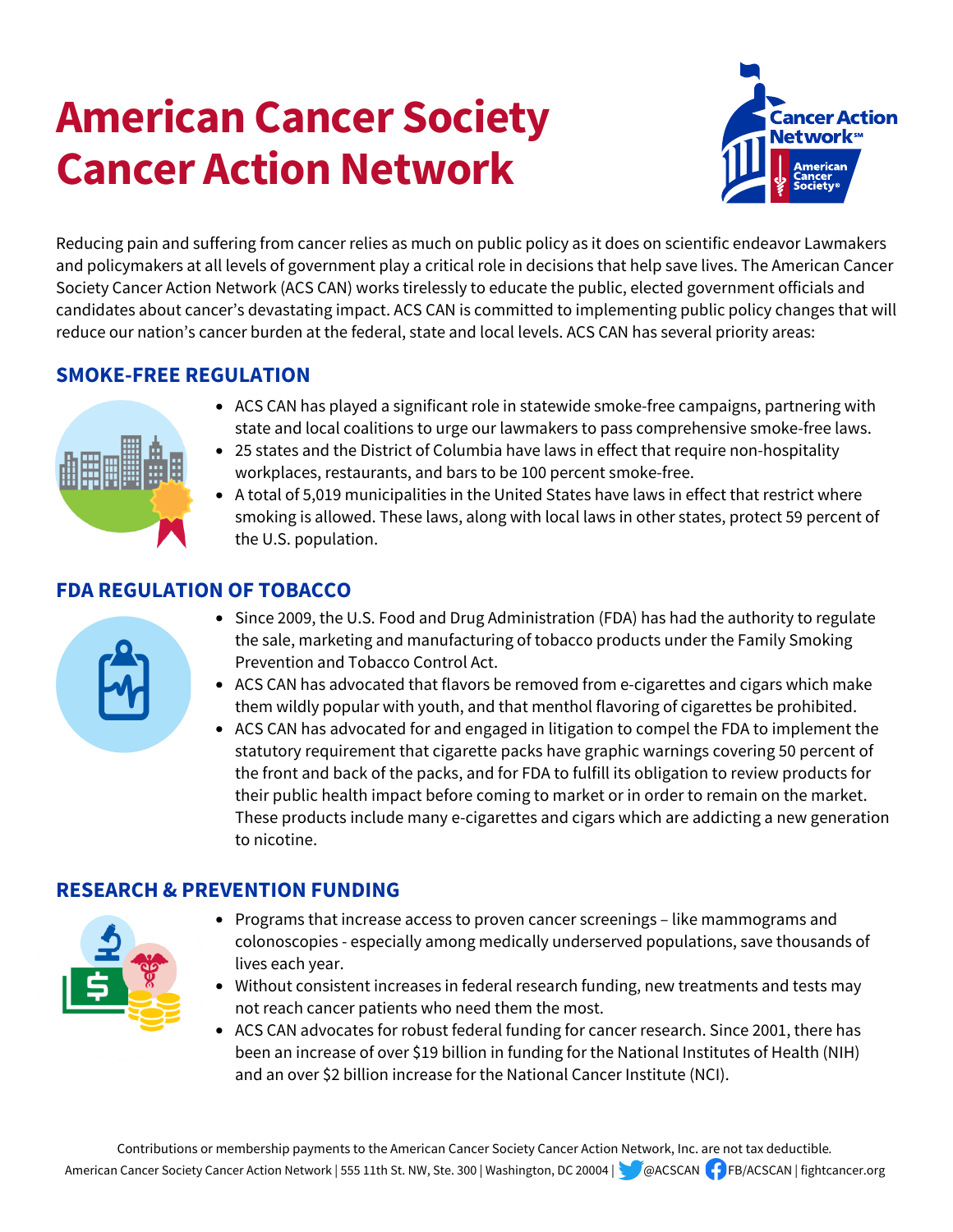# American Cancer Society Cancer Action Network

Reducing pain and suffering from cancer relies as much on public policy as it does on scientific endeavor Lawmakers and policymakers at all levels of government play a critical role in decisions that help save lives. The American Cancer Society Cancer Action Network (ACS CAN) works tirelessly to educate the public, elected government officials and candidates about cancer's devastating impact. ACS CAN is committed to implementing public policy changes that will reduce our nation's cancer burden at the federal, state and local levels. ACS CAN has several priority areas:

## SMOKE-FREE REGULATION

- ACS CAN has played a significant role in statewide smoke-free campaigns, partnering with state and local coalitions to urge our lawmakers to pass comprehensive smoke-free laws.
- 25 states and the District of Columbia have laws in effect that require non-hospitality workplaces, restaurants, and bars to be 100 percent smoke-free.
- A total of 5,019 municipalities in the United States have laws in effect that restrict where smoking is allowed. These laws, along with local laws in other states, protect 59 percent of the U.S. population.

## FDA REGULATION OF TOBACCO

- Since 2009, the U.S. Food and Drug Administration (FDA) has had the authority to regulate the sale, marketing and manufacturing of tobacco products under the Family Smoking Prevention and Tobacco Control Act.
- ACS CAN has advocated that flavors be removed from e-cigarettes and cigars which make them wildly popular with youth, and that menthol flavoring of cigarettes be prohibited.
- ACS CAN has advocated for and engaged in litigation to compel the FDA to implement the statutory requirement that cigarette packs have graphic warnings covering 50 percent of the front and back of the packs, and for FDA to fulfill its obligation to review products for their public health impact before coming to market or in order to remain on the market. These products include many e-cigarettes and cigars which are addicting a new generation to nicotine.

## RESEARCH & PREVENTION FUNDING

- Programs that increase access to proven cancer screenings – like mammograms and colonoscopies - especially among medically underserved populations, save thousands of lives each year.
- Without consistent increases in federal research funding, new treatments and tests may not reach cancer patients who need them the most.
- ACS CAN advocates for robust federal funding for cancer research. Since 2001, there has been an increase of over $19 billion in funding for the National Institutes of Health (NIH) and an over $2 billion increase for the National Cancer Institute (NCI).

Contributions or membership payments to the American Cancer Society Cancer Action Network, Inc. are not tax deductible.
American Cancer Society Cancer Action Network | 555 11th St. NW, Ste. 300 | Washington, DC 20004 | @ACSCAN FB/ACSCAN | fightcancer.org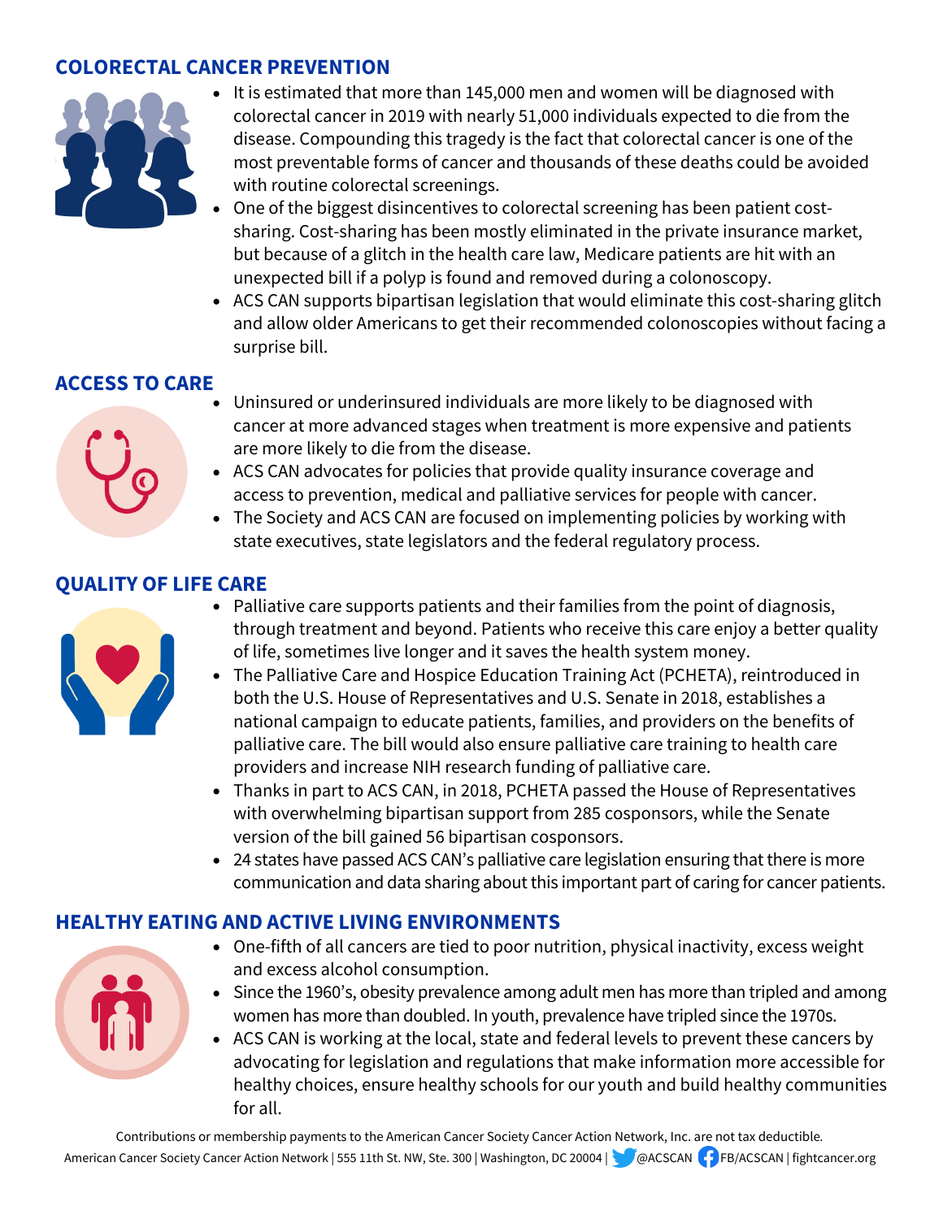## COLORECTAL CANCER PREVENTION

- It is estimated that more than 145,000 men and women will be diagnosed with colorectal cancer in 2019 with nearly 51,000 individuals expected to die from the disease. Compounding this tragedy is the fact that colorectal cancer is one of the most preventable forms of cancer and thousands of these deaths could be avoided with routine colorectal screenings.
- One of the biggest disincentives to colorectal screening has been patient cost-sharing. Cost-sharing has been mostly eliminated in the private insurance market, but because of a glitch in the health care law, Medicare patients are hit with an unexpected bill if a polyp is found and removed during a colonoscopy.
- ACS CAN supports bipartisan legislation that would eliminate this cost-sharing glitch and allow older Americans to get their recommended colonoscopies without facing a surprise bill.

## ACCESS TO CARE

- Uninsured or underinsured individuals are more likely to be diagnosed with cancer at more advanced stages when treatment is more expensive and patients are more likely to die from the disease.
- ACS CAN advocates for policies that provide quality insurance coverage and access to prevention, medical and palliative services for people with cancer.
- The Society and ACS CAN are focused on implementing policies by working with state executives, state legislators and the federal regulatory process.

## QUALITY OF LIFE CARE

- Palliative care supports patients and their families from the point of diagnosis, through treatment and beyond. Patients who receive this care enjoy a better quality of life, sometimes live longer and it saves the health system money.
- The Palliative Care and Hospice Education Training Act (PCHETA), reintroduced in both the U.S. House of Representatives and U.S. Senate in 2018, establishes a national campaign to educate patients, families, and providers on the benefits of palliative care. The bill would also ensure palliative care training to health care providers and increase NIH research funding of palliative care.
- Thanks in part to ACS CAN, in 2018, PCHETA passed the House of Representatives with overwhelming bipartisan support from 285 cosponsors, while the Senate version of the bill gained 56 bipartisan cosponsors.
- 24 states have passed ACS CAN's palliative care legislation ensuring that there is more communication and data sharing about this important part of caring for cancer patients.

## HEALTHY EATING AND ACTIVE LIVING ENVIRONMENTS

- One-fifth of all cancers are tied to poor nutrition, physical inactivity, excess weight and excess alcohol consumption.
- Since the 1960's, obesity prevalence among adult men has more than tripled and among women has more than doubled. In youth, prevalence have tripled since the 1970s.
- ACS CAN is working at the local, state and federal levels to prevent these cancers by advocating for legislation and regulations that make information more accessible for healthy choices, ensure healthy schools for our youth and build healthy communities for all.

Contributions or membership payments to the American Cancer Society Cancer Action Network, Inc. are not tax deductible.

American Cancer Society Cancer Action Network | 555 11th St. NW, Ste. 300 | Washington, DC 20004 | @ACSCAN FB/ACSCAN | fightcancer.org